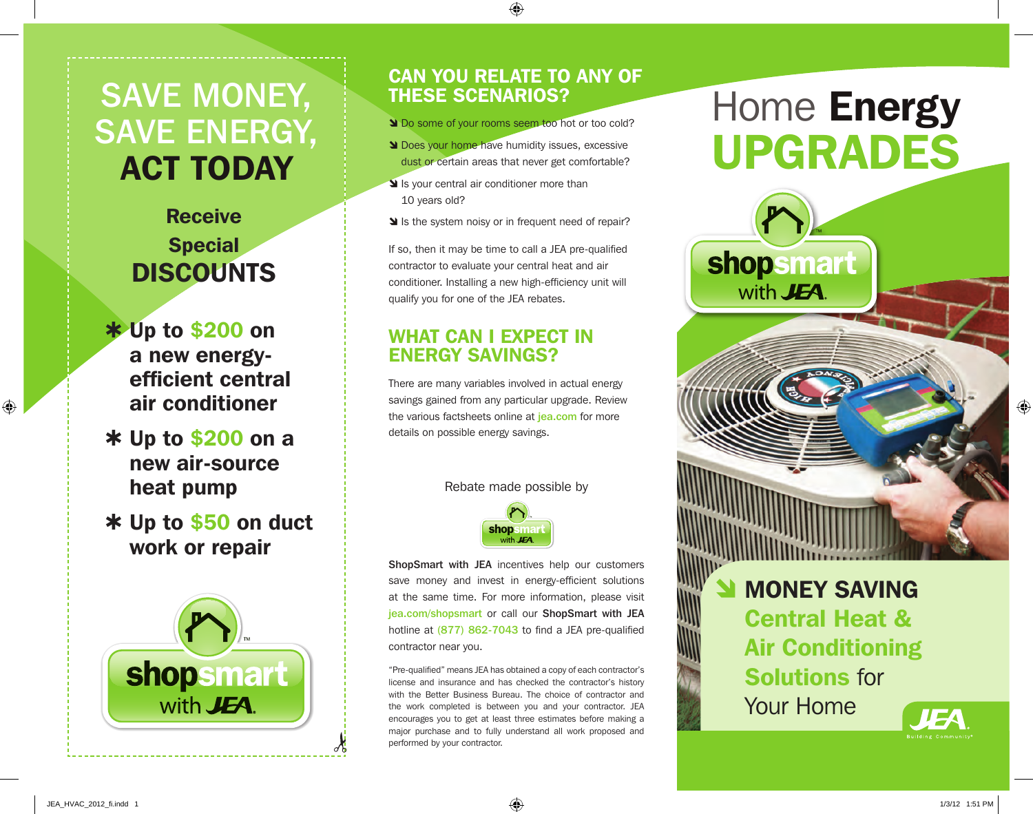# SAVE MONEY, SAVE ENERGY, ACT TODAY

**Receive Special DISCOUNTS**

- **Up to $200 on a new energy-efficient central air conditioner**
- **Up to $200 on a new air-source heat pump**
- **Up to $50 on duct work or repair**

shopsmart with JEA™

## CAN YOU RELATE TO ANY OF THESE SCENARIOS?

- Do some of your rooms seem too hot or too cold?
- Does your home have humidity issues, excessive dust or certain areas that never get comfortable?
- Is your central air conditioner more than 10 years old?
- Is the system noisy or in frequent need of repair?

If so, then it may be time to call a JEA pre-qualified contractor to evaluate your central heat and air conditioner. Installing a new high-efficiency unit will qualify you for one of the JEA rebates.

## WHAT CAN I EXPECT IN ENERGY SAVINGS?

There are many variables involved in actual energy savings gained from any particular upgrade. Review the various factsheets online at jea.com for more details on possible energy savings.

Rebate made possible by

shopsmart with JEA™

**ShopSmart with JEA** incentives help our customers save money and invest in energy-efficient solutions at the same time. For more information, please visit jea.com/shopsmart or call our **ShopSmart with JEA** hotline at (877) 862-7043 to find a JEA pre-qualified contractor near you.

"Pre-qualified" means JEA has obtained a copy of each contractor's license and insurance and has checked the contractor's history with the Better Business Bureau. The choice of contractor and the work completed is between you and your contractor. JEA encourages you to get at least three estimates before making a major purchase and to fully understand all work proposed and performed by your contractor.

# Home **Energy** UPGRADES

shopsmart with JEA™

## MONEY SAVING Central Heat & Air Conditioning Solutions for Your Home

JEA. Building Community®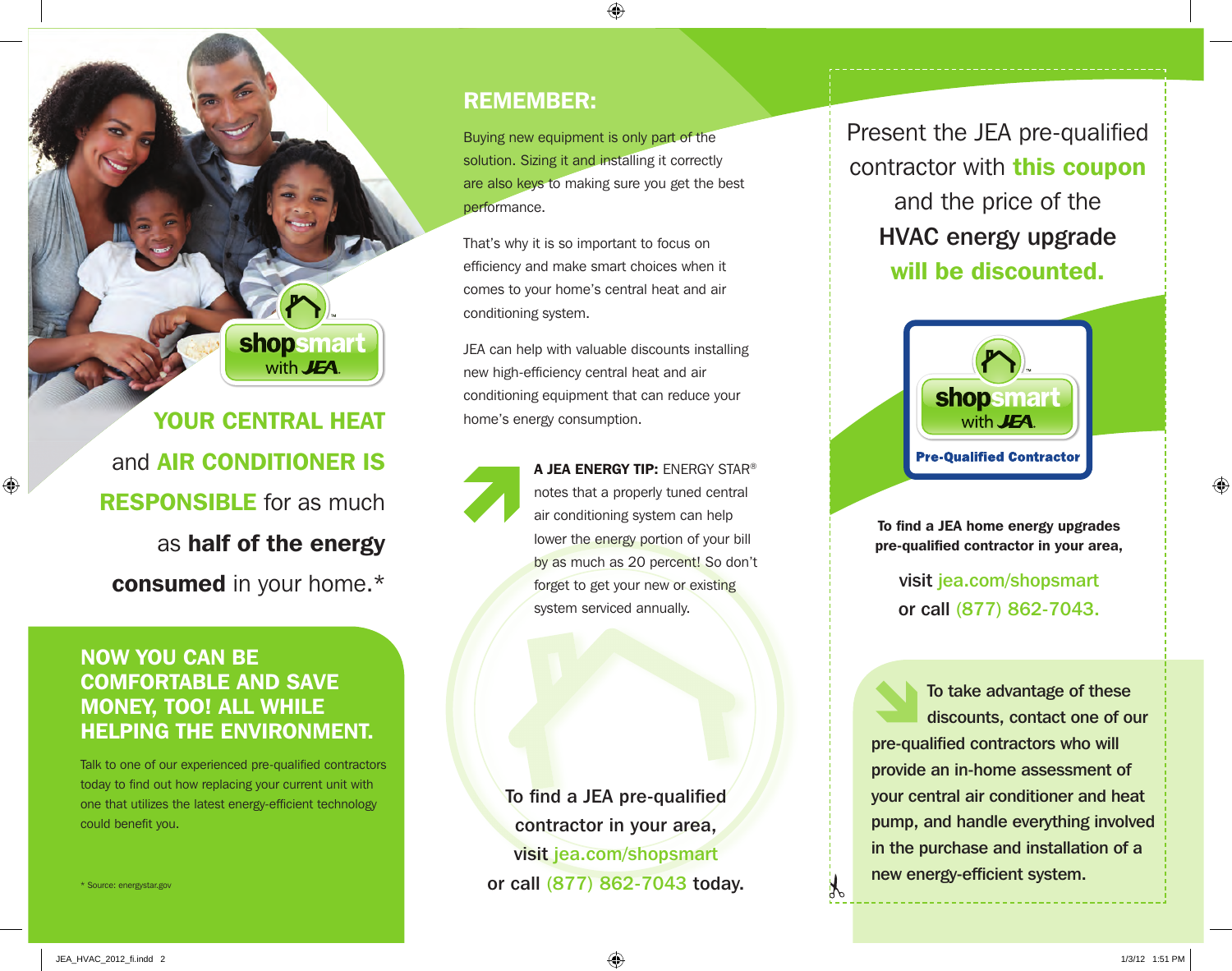shopsmart with JEA.

**YOUR CENTRAL HEAT and AIR CONDITIONER IS RESPONSIBLE for as much as half of the energy consumed in your home.***

## NOW YOU CAN BE COMFORTABLE AND SAVE MONEY, TOO! ALL WHILE HELPING THE ENVIRONMENT.

Talk to one of our experienced pre-qualified contractors today to find out how replacing your current unit with one that utilizes the latest energy-efficient technology could benefit you.

* Source: energystar.gov

## REMEMBER:

Buying new equipment is only part of the solution. Sizing it and installing it correctly are also keys to making sure you get the best performance.

That's why it is so important to focus on efficiency and make smart choices when it comes to your home's central heat and air conditioning system.

JEA can help with valuable discounts installing new high-efficiency central heat and air conditioning equipment that can reduce your home's energy consumption.

**A JEA ENERGY TIP:** ENERGY STAR® notes that a properly tuned central air conditioning system can help lower the energy portion of your bill by as much as 20 percent! So don't forget to get your new or existing system serviced annually.

To find a JEA pre-qualified contractor in your area, visit jea.com/shopsmart or call (877) 862-7043 today.

Present the JEA pre-qualified contractor with **this coupon** and the price of the **HVAC energy upgrade will be discounted.**

shopsmart with JEA.
**Pre-Qualified Contractor**

**To find a JEA home energy upgrades pre-qualified contractor in your area,**

visit jea.com/shopsmart
or call (877) 862-7043.

To take advantage of these discounts, contact one of our pre-qualified contractors who will provide an in-home assessment of your central air conditioner and heat pump, and handle everything involved in the purchase and installation of a new energy-efficient system.